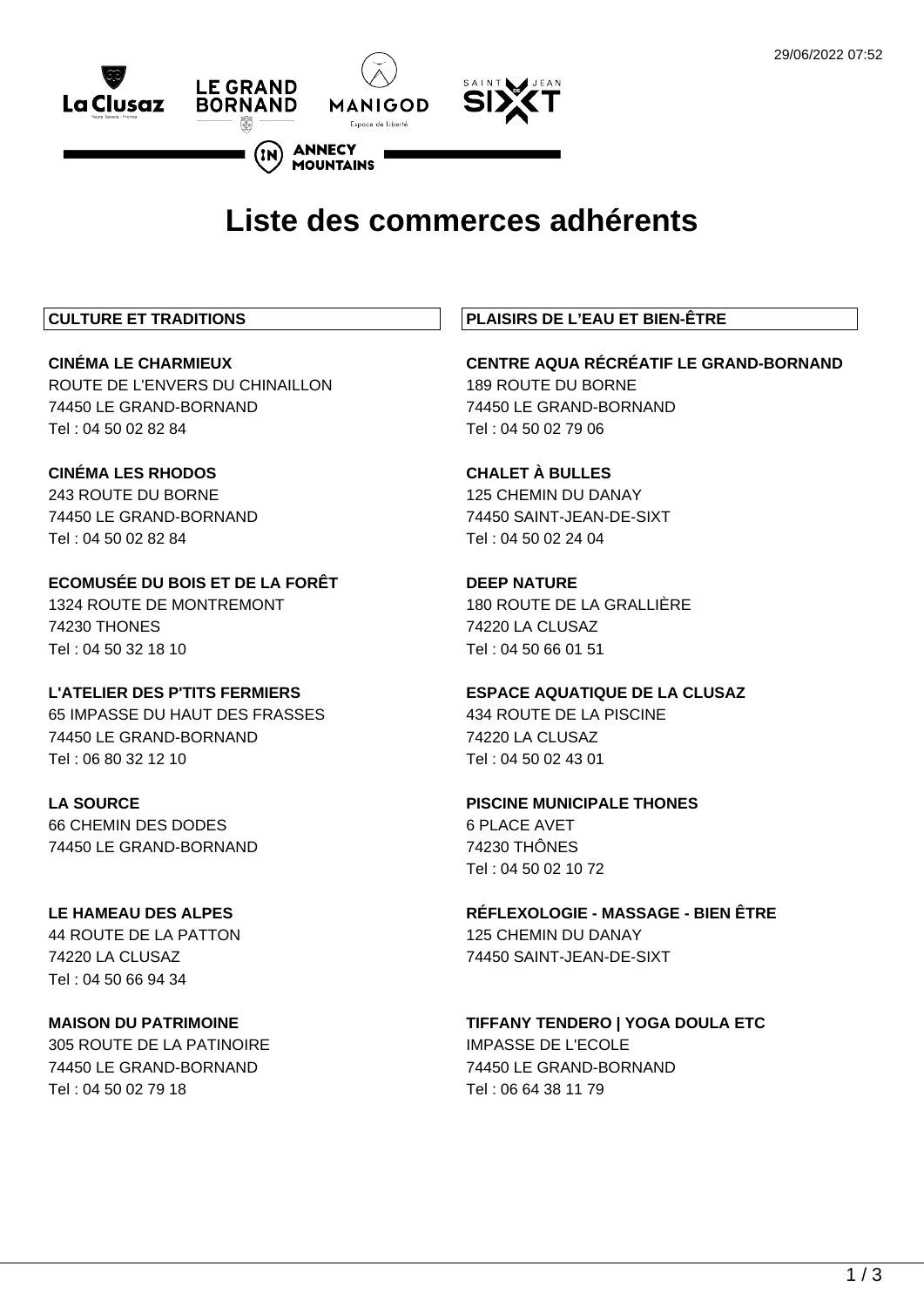# Liste des commerces adhérents

## CULTURE ET TRADITIONS

**CINÉMA LE CHARMIEUX**
ROUTE DE L'ENVERS DU CHINAILLON
74450 LE GRAND-BORNAND
Tel : 04 50 02 82 84

**CINÉMA LES RHODOS**
243 ROUTE DU BORNE
74450 LE GRAND-BORNAND
Tel : 04 50 02 82 84

**ECOMUSÉE DU BOIS ET DE LA FORÊT**
1324 ROUTE DE MONTREMONT
74230 THONES
Tel : 04 50 32 18 10

**L'ATELIER DES P'TITS FERMIERS**
65 IMPASSE DU HAUT DES FRASSES
74450 LE GRAND-BORNAND
Tel : 06 80 32 12 10

**LA SOURCE**
66 CHEMIN DES DODES
74450 LE GRAND-BORNAND

**LE HAMEAU DES ALPES**
44 ROUTE DE LA PATTON
74220 LA CLUSAZ
Tel : 04 50 66 94 34

**MAISON DU PATRIMOINE**
305 ROUTE DE LA PATINOIRE
74450 LE GRAND-BORNAND
Tel : 04 50 02 79 18

## PLAISIRS DE L'EAU ET BIEN-ÊTRE

**CENTRE AQUA RÉCRÉATIF LE GRAND-BORNAND**
189 ROUTE DU BORNE
74450 LE GRAND-BORNAND
Tel : 04 50 02 79 06

**CHALET À BULLES**
125 CHEMIN DU DANAY
74450 SAINT-JEAN-DE-SIXT
Tel : 04 50 02 24 04

**DEEP NATURE**
180 ROUTE DE LA GRALLIÈRE
74220 LA CLUSAZ
Tel : 04 50 66 01 51

**ESPACE AQUATIQUE DE LA CLUSAZ**
434 ROUTE DE LA PISCINE
74220 LA CLUSAZ
Tel : 04 50 02 43 01

**PISCINE MUNICIPALE THONES**
6 PLACE AVET
74230 THÔNES
Tel : 04 50 02 10 72

**RÉFLEXOLOGIE - MASSAGE - BIEN ÊTRE**
125 CHEMIN DU DANAY
74450 SAINT-JEAN-DE-SIXT

**TIFFANY TENDERO | YOGA DOULA ETC**
IMPASSE DE L'ECOLE
74450 LE GRAND-BORNAND
Tel : 06 64 38 11 79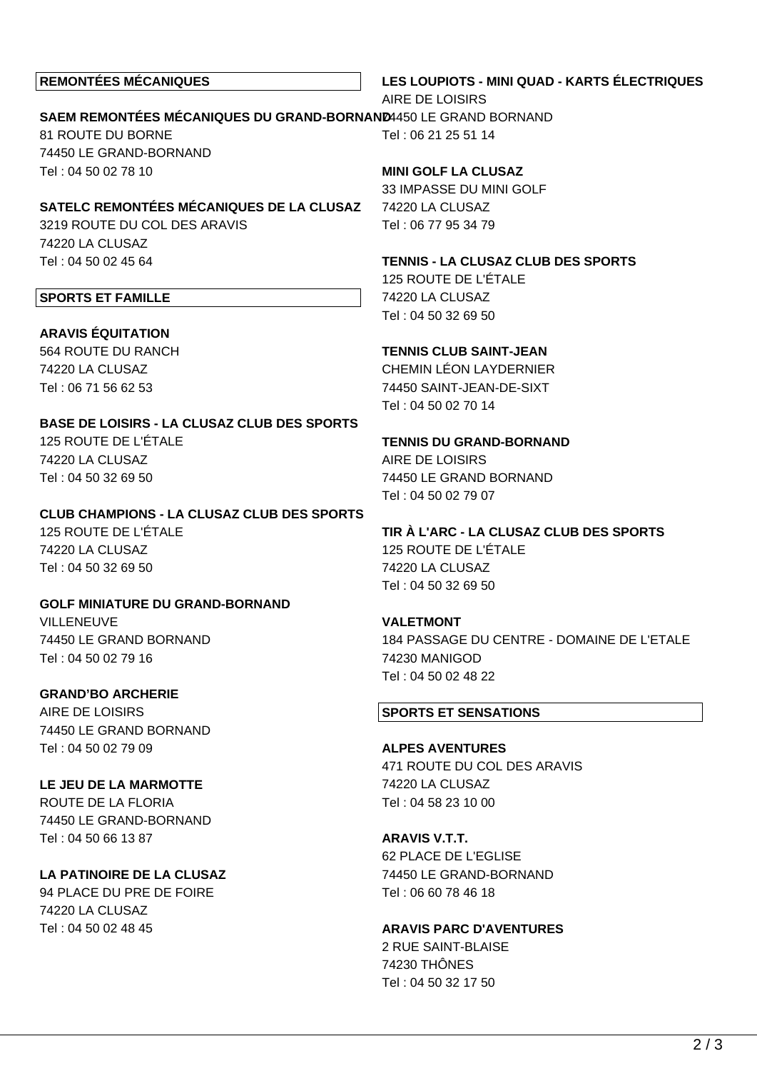## REMONTÉES MÉCANIQUES

**SAEM REMONTÉES MÉCANIQUES DU GRAND-BORNAND**
81 ROUTE DU BORNE
74450 LE GRAND-BORNAND
Tel : 04 50 02 78 10

**SATELC REMONTÉES MÉCANIQUES DE LA CLUSAZ**
3219 ROUTE DU COL DES ARAVIS
74220 LA CLUSAZ
Tel : 04 50 02 45 64

## SPORTS ET FAMILLE

**ARAVIS ÉQUITATION**
564 ROUTE DU RANCH
74220 LA CLUSAZ
Tel : 06 71 56 62 53

**BASE DE LOISIRS - LA CLUSAZ CLUB DES SPORTS**
125 ROUTE DE L'ÉTALE
74220 LA CLUSAZ
Tel : 04 50 32 69 50

**CLUB CHAMPIONS - LA CLUSAZ CLUB DES SPORTS**
125 ROUTE DE L'ÉTALE
74220 LA CLUSAZ
Tel : 04 50 32 69 50

**GOLF MINIATURE DU GRAND-BORNAND**
VILLENEUVE
74450 LE GRAND BORNAND
Tel : 04 50 02 79 16

**GRAND'BO ARCHERIE**
AIRE DE LOISIRS
74450 LE GRAND BORNAND
Tel : 04 50 02 79 09

**LE JEU DE LA MARMOTTE**
ROUTE DE LA FLORIA
74450 LE GRAND-BORNAND
Tel : 04 50 66 13 87

**LA PATINOIRE DE LA CLUSAZ**
94 PLACE DU PRE DE FOIRE
74220 LA CLUSAZ
Tel : 04 50 02 48 45

**LES LOUPIOTS - MINI QUAD - KARTS ÉLECTRIQUES**
AIRE DE LOISIRS
74450 LE GRAND BORNAND
Tel : 06 21 25 51 14

**MINI GOLF LA CLUSAZ**
33 IMPASSE DU MINI GOLF
74220 LA CLUSAZ
Tel : 06 77 95 34 79

**TENNIS - LA CLUSAZ CLUB DES SPORTS**
125 ROUTE DE L'ÉTALE
74220 LA CLUSAZ
Tel : 04 50 32 69 50

**TENNIS CLUB SAINT-JEAN**
CHEMIN LÉON LAYDERNIER
74450 SAINT-JEAN-DE-SIXT
Tel : 04 50 02 70 14

**TENNIS DU GRAND-BORNAND**
AIRE DE LOISIRS
74450 LE GRAND BORNAND
Tel : 04 50 02 79 07

**TIR À L'ARC - LA CLUSAZ CLUB DES SPORTS**
125 ROUTE DE L'ÉTALE
74220 LA CLUSAZ
Tel : 04 50 32 69 50

**VALETMONT**
184 PASSAGE DU CENTRE - DOMAINE DE L'ETALE
74230 MANIGOD
Tel : 04 50 02 48 22

## SPORTS ET SENSATIONS

**ALPES AVENTURES**
471 ROUTE DU COL DES ARAVIS
74220 LA CLUSAZ
Tel : 04 58 23 10 00

**ARAVIS V.T.T.**
62 PLACE DE L'EGLISE
74450 LE GRAND-BORNAND
Tel : 06 60 78 46 18

**ARAVIS PARC D'AVENTURES**
2 RUE SAINT-BLAISE
74230 THÔNES
Tel : 04 50 32 17 50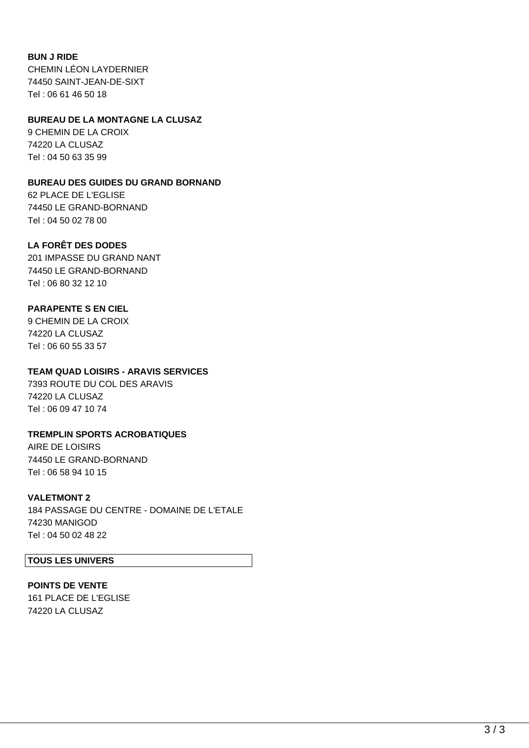**BUN J RIDE**
CHEMIN LÉON LAYDERNIER
74450 SAINT-JEAN-DE-SIXT
Tel : 06 61 46 50 18

**BUREAU DE LA MONTAGNE LA CLUSAZ**
9 CHEMIN DE LA CROIX
74220 LA CLUSAZ
Tel : 04 50 63 35 99

**BUREAU DES GUIDES DU GRAND BORNAND**
62 PLACE DE L'EGLISE
74450 LE GRAND-BORNAND
Tel : 04 50 02 78 00

**LA FORÊT DES DODES**
201 IMPASSE DU GRAND NANT
74450 LE GRAND-BORNAND
Tel : 06 80 32 12 10

**PARAPENTE S EN CIEL**
9 CHEMIN DE LA CROIX
74220 LA CLUSAZ
Tel : 06 60 55 33 57

**TEAM QUAD LOISIRS - ARAVIS SERVICES**
7393 ROUTE DU COL DES ARAVIS
74220 LA CLUSAZ
Tel : 06 09 47 10 74

**TREMPLIN SPORTS ACROBATIQUES**
AIRE DE LOISIRS
74450 LE GRAND-BORNAND
Tel : 06 58 94 10 15

**VALETMONT 2**
184 PASSAGE DU CENTRE - DOMAINE DE L'ETALE
74230 MANIGOD
Tel : 04 50 02 48 22

## TOUS LES UNIVERS

**POINTS DE VENTE**
161 PLACE DE L'EGLISE
74220 LA CLUSAZ